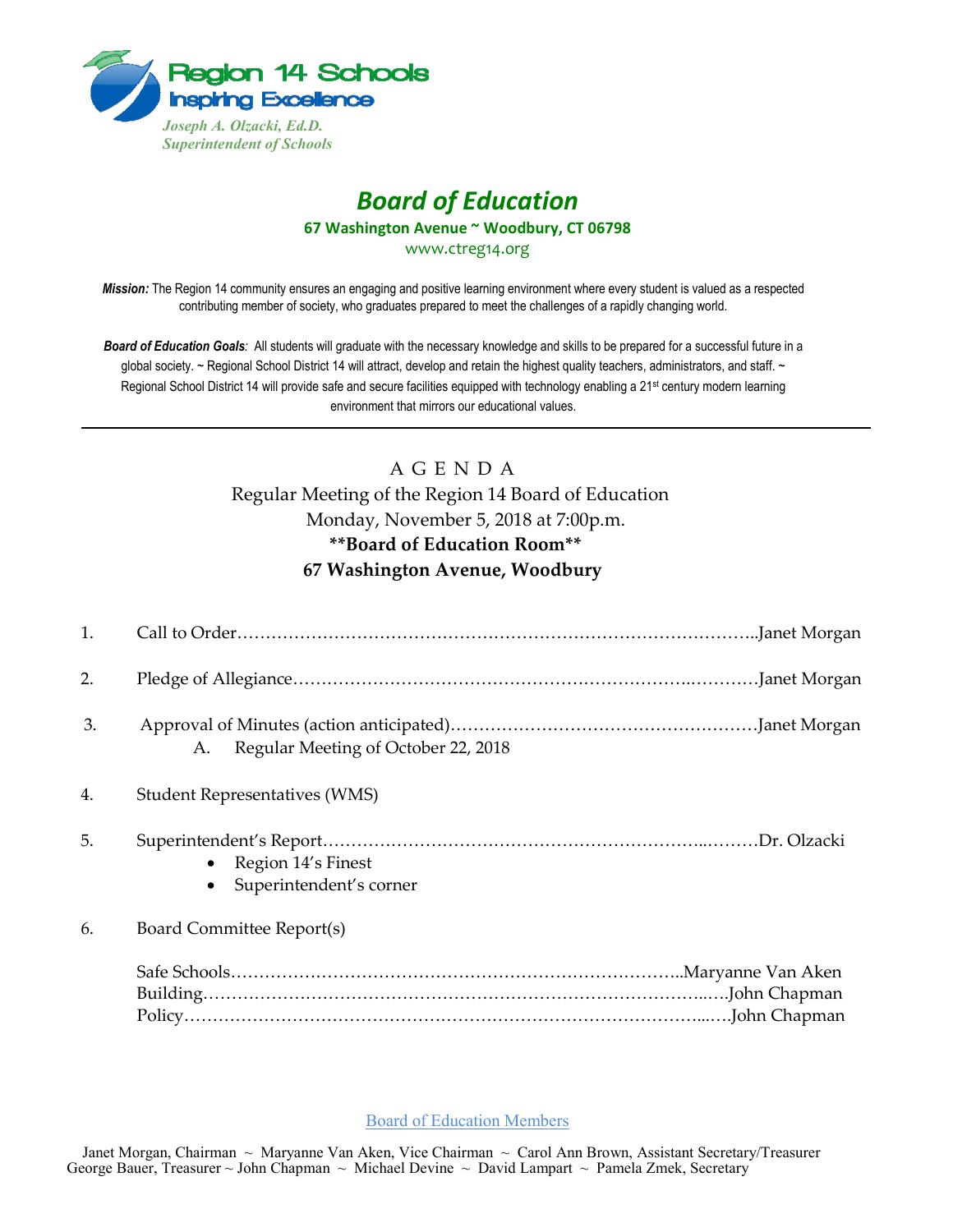Region 14 Schools
Inspiring Excellence

*Joseph A. Olzacki, Ed.D.*
*Superintendent of Schools*

# Board of Education

**67 Washington Avenue ~ Woodbury, CT 06798**

www.ctreg14.org

***Mission:*** The Region 14 community ensures an engaging and positive learning environment where every student is valued as a respected contributing member of society, who graduates prepared to meet the challenges of a rapidly changing world.

***Board of Education Goals**:* All students will graduate with the necessary knowledge and skills to be prepared for a successful future in a global society. ~ Regional School District 14 will attract, develop and retain the highest quality teachers, administrators, and staff. ~ Regional School District 14 will provide safe and secure facilities equipped with technology enabling a 21st century modern learning environment that mirrors our educational values.

---

A G E N D A

Regular Meeting of the Region 14 Board of Education
Monday, November 5, 2018 at 7:00p.m.
**\*\*Board of Education Room\*\***
**67 Washington Avenue, Woodbury**

1. Call to Order……………………………………………………………………………..Janet Morgan
2. Pledge of Allegiance…………………………………………………………..…………Janet Morgan
3. Approval of Minutes (action anticipated)………………………………………………Janet Morgan
   A. Regular Meeting of October 22, 2018
4. Student Representatives (WMS)
5. Superintendent's Report………………………………………………………..………Dr. Olzacki
   - Region 14's Finest
   - Superintendent's corner
6. Board Committee Report(s)

   Safe Schools……………………………………………………………………..Maryanne Van Aken
   Building…………………………………………………………………………..….John Chapman
   Policy……………………………………………………………………………...….John Chapman

Board of Education Members

Janet Morgan, Chairman ~ Maryanne Van Aken, Vice Chairman ~ Carol Ann Brown, Assistant Secretary/Treasurer
George Bauer, Treasurer ~ John Chapman ~ Michael Devine ~ David Lampart ~ Pamela Zmek, Secretary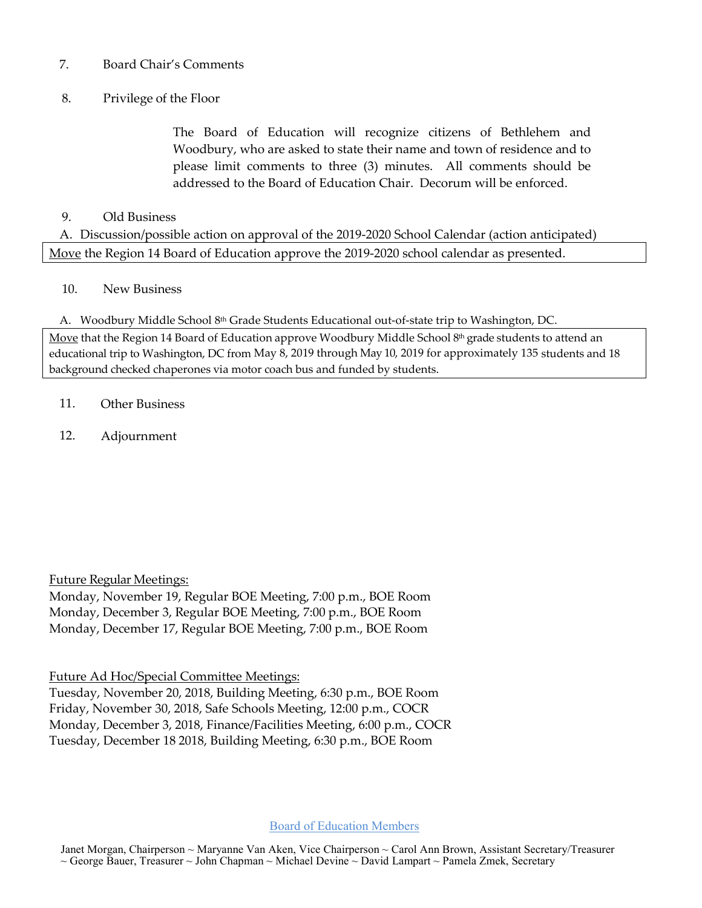7. Board Chair's Comments

8. Privilege of the Floor

   The Board of Education will recognize citizens of Bethlehem and Woodbury, who are asked to state their name and town of residence and to please limit comments to three (3) minutes. All comments should be addressed to the Board of Education Chair. Decorum will be enforced.

9. Old Business

   A. Discussion/possible action on approval of the 2019-2020 School Calendar (action anticipated)

   Move the Region 14 Board of Education approve the 2019-2020 school calendar as presented.

10. New Business

   A. Woodbury Middle School 8th Grade Students Educational out-of-state trip to Washington, DC.

   Move that the Region 14 Board of Education approve Woodbury Middle School 8th grade students to attend an educational trip to Washington, DC from May 8, 2019 through May 10, 2019 for approximately 135 students and 18 background checked chaperones via motor coach bus and funded by students.

11. Other Business

12. Adjournment

Future Regular Meetings:
Monday, November 19, Regular BOE Meeting, 7:00 p.m., BOE Room
Monday, December 3, Regular BOE Meeting, 7:00 p.m., BOE Room
Monday, December 17, Regular BOE Meeting, 7:00 p.m., BOE Room

Future Ad Hoc/Special Committee Meetings:
Tuesday, November 20, 2018, Building Meeting, 6:30 p.m., BOE Room
Friday, November 30, 2018, Safe Schools Meeting, 12:00 p.m., COCR
Monday, December 3, 2018, Finance/Facilities Meeting, 6:00 p.m., COCR
Tuesday, December 18 2018, Building Meeting, 6:30 p.m., BOE Room

Board of Education Members

Janet Morgan, Chairperson ~ Maryanne Van Aken, Vice Chairperson ~ Carol Ann Brown, Assistant Secretary/Treasurer ~ George Bauer, Treasurer ~ John Chapman ~ Michael Devine ~ David Lampart ~ Pamela Zmek, Secretary